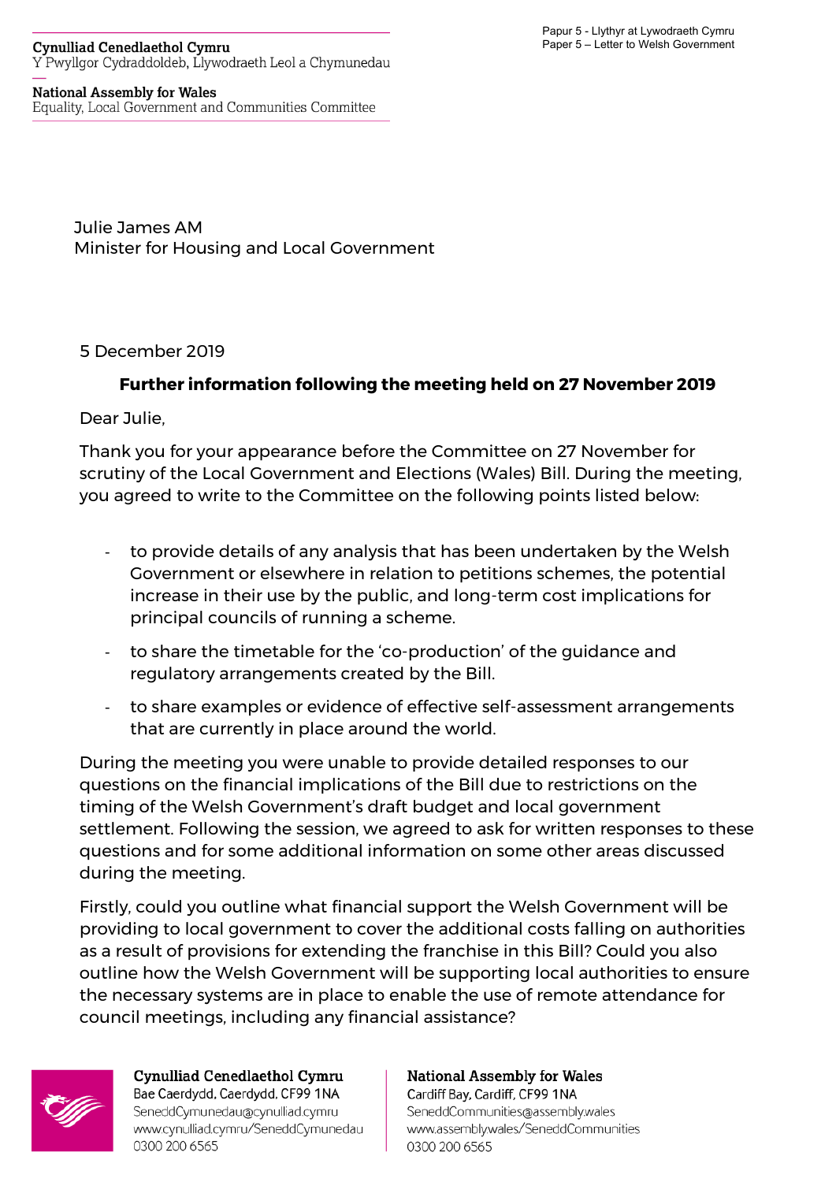Papur 5 - Llythyr at Lywodraeth Cymru
Paper 5 – Letter to Welsh Government

**Cynulliad Cenedlaethol Cymru**
Y Pwyllgor Cydraddoldeb, Llywodraeth Leol a Chymunedau

**National Assembly for Wales**
Equality, Local Government and Communities Committee

Julie James AM
Minister for Housing and Local Government

5 December 2019

**Further information following the meeting held on 27 November 2019**

Dear Julie,

Thank you for your appearance before the Committee on 27 November for scrutiny of the Local Government and Elections (Wales) Bill. During the meeting, you agreed to write to the Committee on the following points listed below:

- to provide details of any analysis that has been undertaken by the Welsh Government or elsewhere in relation to petitions schemes, the potential increase in their use by the public, and long-term cost implications for principal councils of running a scheme.
- to share the timetable for the 'co-production' of the guidance and regulatory arrangements created by the Bill.
- to share examples or evidence of effective self-assessment arrangements that are currently in place around the world.

During the meeting you were unable to provide detailed responses to our questions on the financial implications of the Bill due to restrictions on the timing of the Welsh Government's draft budget and local government settlement. Following the session, we agreed to ask for written responses to these questions and for some additional information on some other areas discussed during the meeting.

Firstly, could you outline what financial support the Welsh Government will be providing to local government to cover the additional costs falling on authorities as a result of provisions for extending the franchise in this Bill? Could you also outline how the Welsh Government will be supporting local authorities to ensure the necessary systems are in place to enable the use of remote attendance for council meetings, including any financial assistance?

**Cynulliad Cenedlaethol Cymru**
Bae Caerdydd, Caerdydd, CF99 1NA
SeneddCymunedau@cynulliad.cymru
www.cynulliad.cymru/SeneddCymunedau
0300 200 6565

**National Assembly for Wales**
Cardiff Bay, Cardiff, CF99 1NA
SeneddCommunities@assembly.wales
www.assembly.wales/SeneddCommunities
0300 200 6565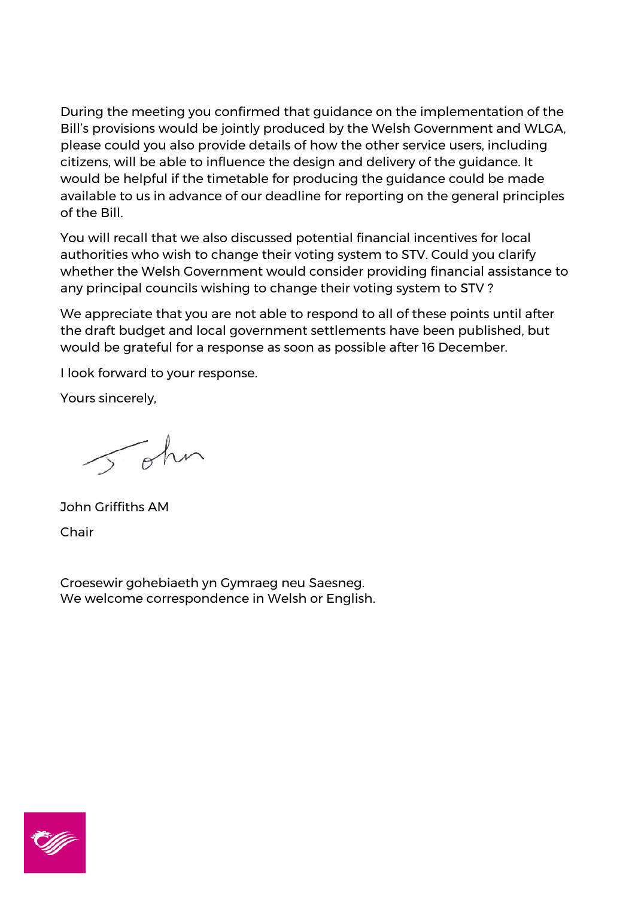During the meeting you confirmed that guidance on the implementation of the Bill's provisions would be jointly produced by the Welsh Government and WLGA, please could you also provide details of how the other service users, including citizens, will be able to influence the design and delivery of the guidance. It would be helpful if the timetable for producing the guidance could be made available to us in advance of our deadline for reporting on the general principles of the Bill.

You will recall that we also discussed potential financial incentives for local authorities who wish to change their voting system to STV. Could you clarify whether the Welsh Government would consider providing financial assistance to any principal councils wishing to change their voting system to STV ?

We appreciate that you are not able to respond to all of these points until after the draft budget and local government settlements have been published, but would be grateful for a response as soon as possible after 16 December.

I look forward to your response.

Yours sincerely,

John

John Griffiths AM

Chair

Croesewir gohebiaeth yn Gymraeg neu Saesneg.
We welcome correspondence in Welsh or English.